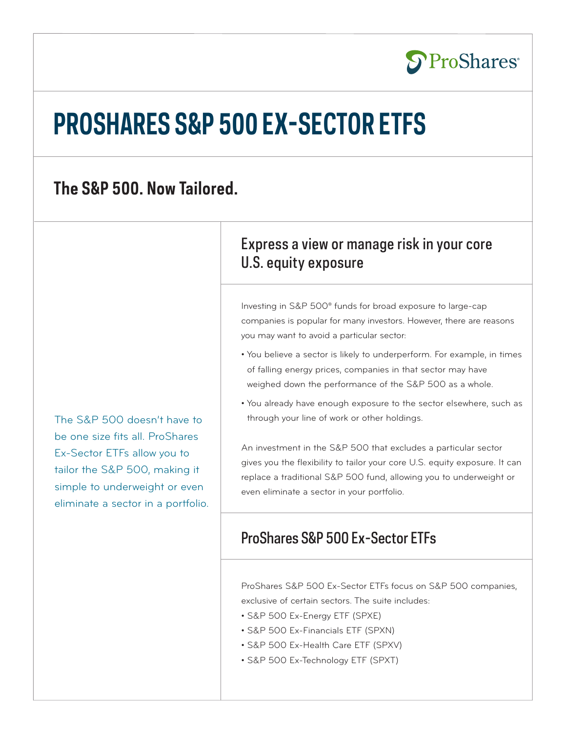# PROSHARES S&P 500 EX-SECTOR ETFS

## The S&P 500. Now Tailored.

The S&P 500 doesn't have to be one size fits all. ProShares Ex-Sector ETFs allow you to tailor the S&P 500, making it simple to underweight or even eliminate a sector in a portfolio.

### Express a view or manage risk in your core U.S. equity exposure

Investing in S&P 500® funds for broad exposure to large-cap companies is popular for many investors. However, there are reasons you may want to avoid a particular sector:

- You believe a sector is likely to underperform. For example, in times of falling energy prices, companies in that sector may have weighed down the performance of the S&P 500 as a whole.
- You already have enough exposure to the sector elsewhere, such as through your line of work or other holdings.

An investment in the S&P 500 that excludes a particular sector gives you the flexibility to tailor your core U.S. equity exposure. It can replace a traditional S&P 500 fund, allowing you to underweight or even eliminate a sector in your portfolio.

### ProShares S&P 500 Ex-Sector ETFs

ProShares S&P 500 Ex-Sector ETFs focus on S&P 500 companies, exclusive of certain sectors. The suite includes:

- S&P 500 Ex-Energy ETF (SPXE)
- S&P 500 Ex-Financials ETF (SPXN)
- S&P 500 Ex-Health Care ETF (SPXV)
- S&P 500 Ex-Technology ETF (SPXT)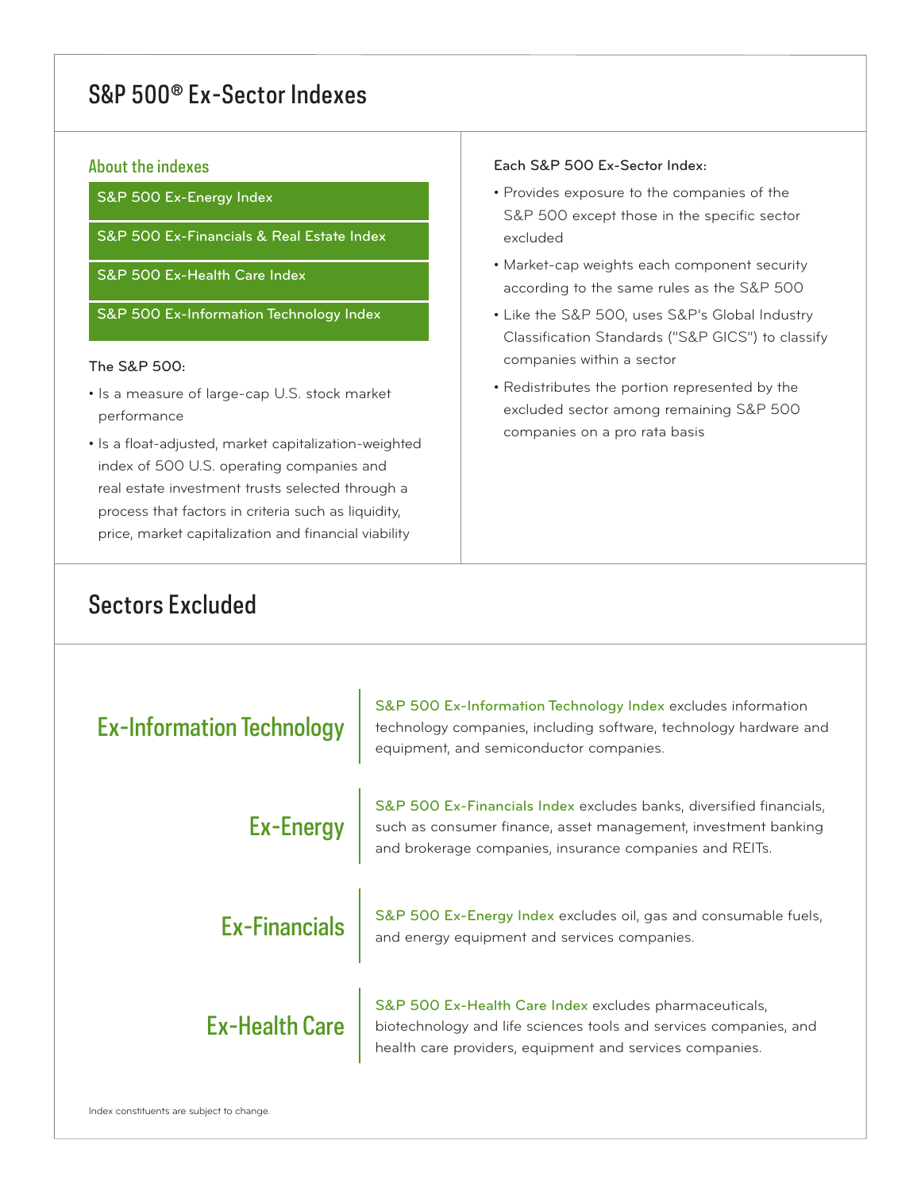# S&P 500® Ex-Sector Indexes

## About the indexes

- S&P 500 Ex-Energy Index
- S&P 500 Ex-Financials & Real Estate Index
- S&P 500 Ex-Health Care Index
- S&P 500 Ex-Information Technology Index

**The S&P 500:**

- Is a measure of large-cap U.S. stock market performance
- Is a float-adjusted, market capitalization-weighted index of 500 U.S. operating companies and real estate investment trusts selected through a process that factors in criteria such as liquidity, price, market capitalization and financial viability

**Each S&P 500 Ex-Sector Index:**

- Provides exposure to the companies of the S&P 500 except those in the specific sector excluded
- Market-cap weights each component security according to the same rules as the S&P 500
- Like the S&P 500, uses S&P's Global Industry Classification Standards ("S&P GICS") to classify companies within a sector
- Redistributes the portion represented by the excluded sector among remaining S&P 500 companies on a pro rata basis

# Sectors Excluded

**Ex-Information Technology**

S&P 500 Ex-Information Technology Index excludes information technology companies, including software, technology hardware and equipment, and semiconductor companies.

**Ex-Energy**

S&P 500 Ex-Financials Index excludes banks, diversified financials, such as consumer finance, asset management, investment banking and brokerage companies, insurance companies and REITs.

**Ex-Financials**

S&P 500 Ex-Energy Index excludes oil, gas and consumable fuels, and energy equipment and services companies.

**Ex-Health Care**

S&P 500 Ex-Health Care Index excludes pharmaceuticals, biotechnology and life sciences tools and services companies, and health care providers, equipment and services companies.

Index constituents are subject to change.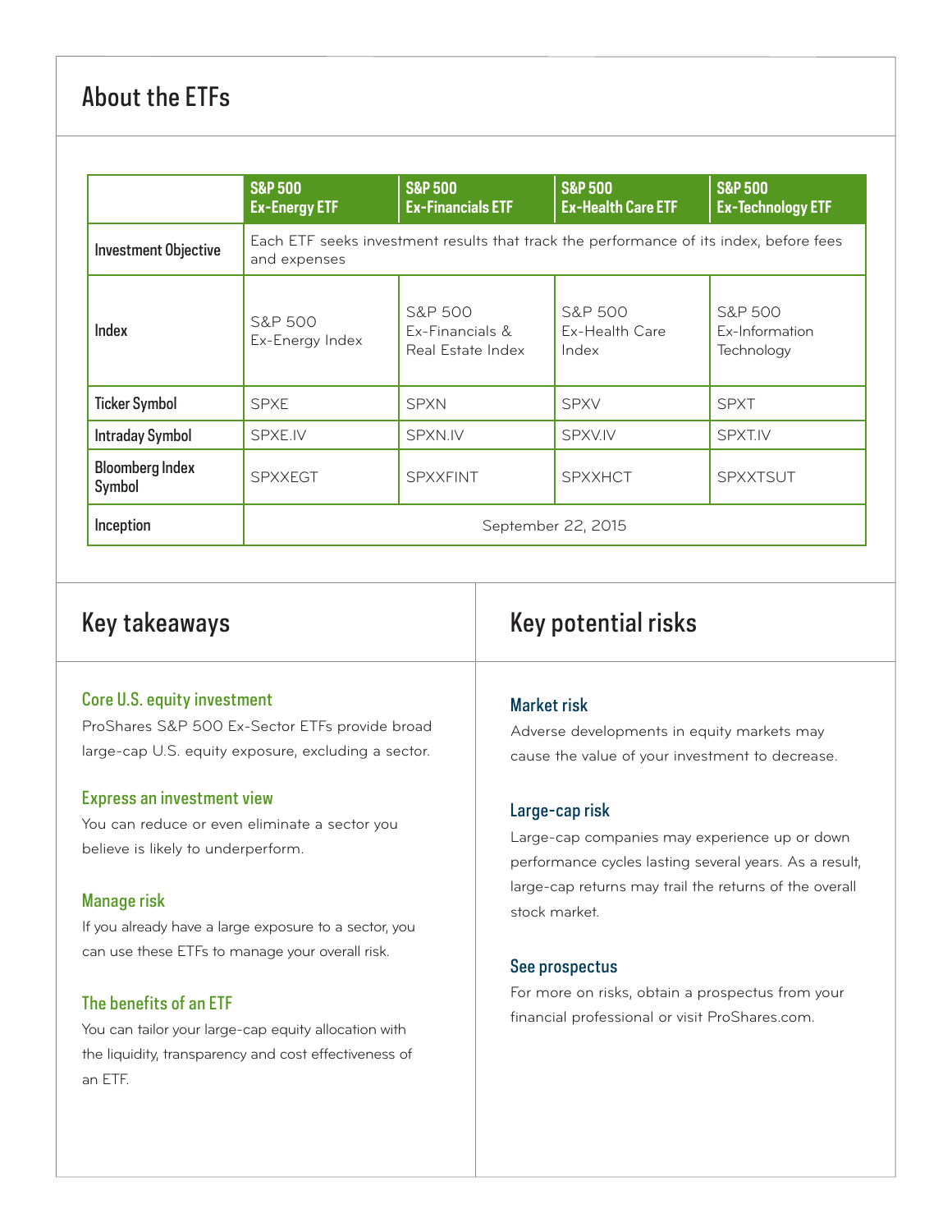## About the ETFs

| | S&P 500 Ex-Energy ETF | S&P 500 Ex-Financials ETF | S&P 500 Ex-Health Care ETF | S&P 500 Ex-Technology ETF |
|---|---|---|---|---|
| **Investment Objective** | Each ETF seeks investment results that track the performance of its index, before fees and expenses | | | |
| **Index** | S&P 500 Ex-Energy Index | S&P 500 Ex-Financials & Real Estate Index | S&P 500 Ex-Health Care Index | S&P 500 Ex-Information Technology |
| **Ticker Symbol** | SPXE | SPXN | SPXV | SPXT |
| **Intraday Symbol** | SPXE.IV | SPXN.IV | SPXV.IV | SPXT.IV |
| **Bloomberg Index Symbol** | SPXXEGT | SPXXFINT | SPXXHCT | SPXXTSUT |
| **Inception** | September 22, 2015 | | | |

## Key takeaways

### Core U.S. equity investment

ProShares S&P 500 Ex-Sector ETFs provide broad large-cap U.S. equity exposure, excluding a sector.

### Express an investment view

You can reduce or even eliminate a sector you believe is likely to underperform.

### Manage risk

If you already have a large exposure to a sector, you can use these ETFs to manage your overall risk.

### The benefits of an ETF

You can tailor your large-cap equity allocation with the liquidity, transparency and cost effectiveness of an ETF.

## Key potential risks

### Market risk

Adverse developments in equity markets may cause the value of your investment to decrease.

### Large-cap risk

Large-cap companies may experience up or down performance cycles lasting several years. As a result, large-cap returns may trail the returns of the overall stock market.

### See prospectus

For more on risks, obtain a prospectus from your financial professional or visit ProShares.com.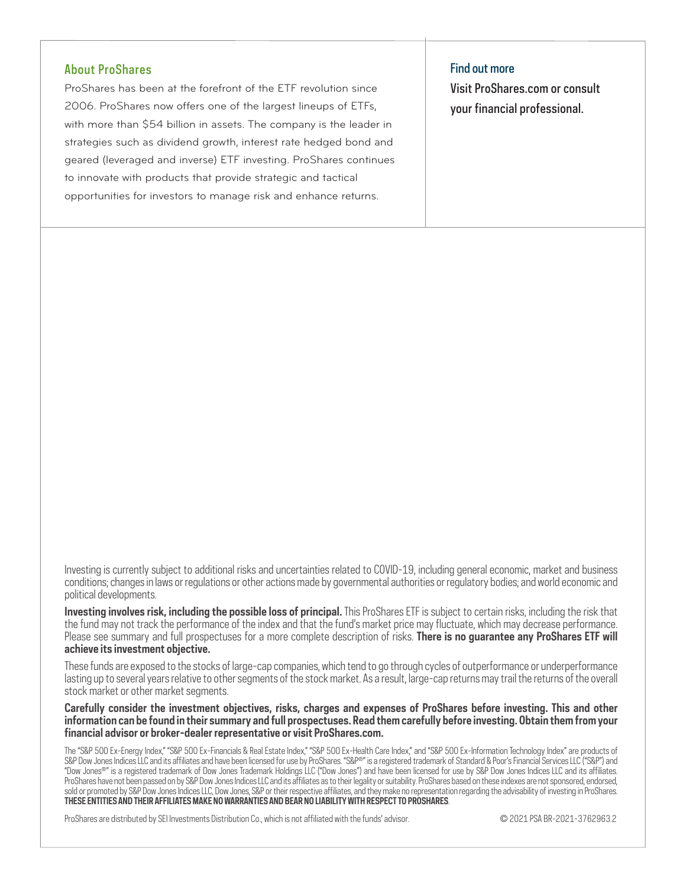## About ProShares

ProShares has been at the forefront of the ETF revolution since 2006. ProShares now offers one of the largest lineups of ETFs, with more than $54 billion in assets. The company is the leader in strategies such as dividend growth, interest rate hedged bond and geared (leveraged and inverse) ETF investing. ProShares continues to innovate with products that provide strategic and tactical opportunities for investors to manage risk and enhance returns.

## Find out more

Visit ProShares.com or consult your financial professional.

Investing is currently subject to additional risks and uncertainties related to COVID-19, including general economic, market and business conditions; changes in laws or regulations or other actions made by governmental authorities or regulatory bodies; and world economic and political developments.

**Investing involves risk, including the possible loss of principal.** This ProShares ETF is subject to certain risks, including the risk that the fund may not track the performance of the index and that the fund's market price may fluctuate, which may decrease performance. Please see summary and full prospectuses for a more complete description of risks. **There is no guarantee any ProShares ETF will achieve its investment objective.**

These funds are exposed to the stocks of large-cap companies, which tend to go through cycles of outperformance or underperformance lasting up to several years relative to other segments of the stock market. As a result, large-cap returns may trail the returns of the overall stock market or other market segments.

**Carefully consider the investment objectives, risks, charges and expenses of ProShares before investing. This and other information can be found in their summary and full prospectuses. Read them carefully before investing. Obtain them from your financial advisor or broker-dealer representative or visit ProShares.com.**

The "S&P 500 Ex-Energy Index," "S&P 500 Ex-Financials & Real Estate Index," "S&P 500 Ex-Health Care Index," and "S&P 500 Ex-Information Technology Index" are products of S&P Dow Jones Indices LLC and its affiliates and have been licensed for use by ProShares. "S&P®" is a registered trademark of Standard & Poor's Financial Services LLC ("S&P") and "Dow Jones®" is a registered trademark of Dow Jones Trademark Holdings LLC ("Dow Jones") and have been licensed for use by S&P Dow Jones Indices LLC and its affiliates. ProShares have not been passed on by S&P Dow Jones Indices LLC and its affiliates as to their legality or suitability. ProShares based on these indexes are not sponsored, endorsed, sold or promoted by S&P Dow Jones Indices LLC, Dow Jones, S&P or their respective affiliates, and they make no representation regarding the advisability of investing in ProShares. **THESE ENTITIES AND THEIR AFFILIATES MAKE NO WARRANTIES AND BEAR NO LIABILITY WITH RESPECT TO PROSHARES**.

ProShares are distributed by SEI Investments Distribution Co., which is not affiliated with the funds' advisor.

© 2021 PSA BR-2021-3762963.2